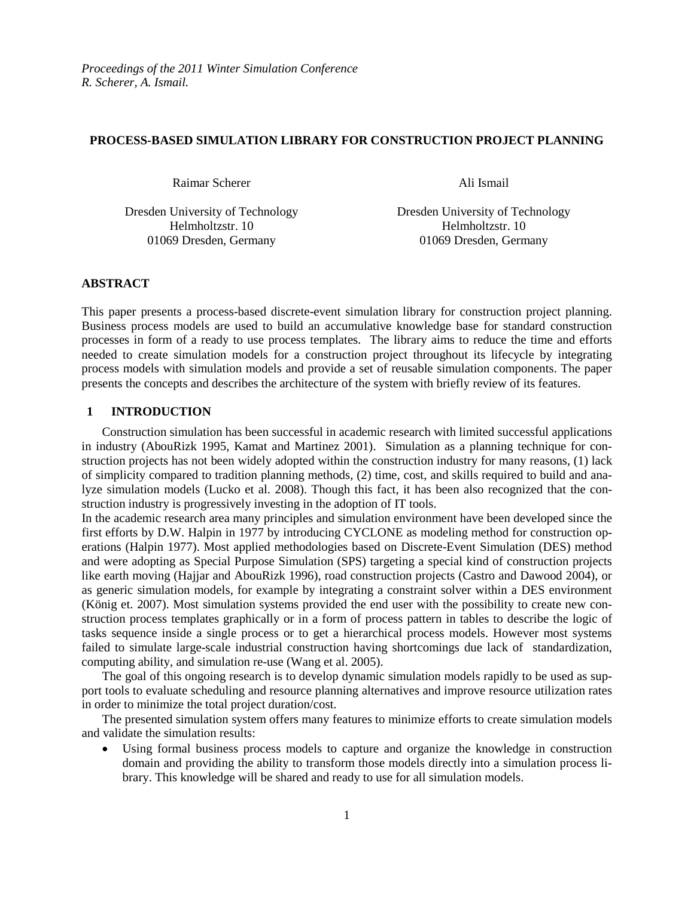*Proceedings of the 2011 Winter Simulation Conference*
*R. Scherer, A. Ismail.*

# PROCESS-BASED SIMULATION LIBRARY FOR CONSTRUCTION PROJECT PLANNING

Raimar Scherer

Dresden University of Technology
Helmholtzstr. 10
01069 Dresden, Germany

Ali Ismail

Dresden University of Technology
Helmholtzstr. 10
01069 Dresden, Germany

## ABSTRACT

This paper presents a process-based discrete-event simulation library for construction project planning. Business process models are used to build an accumulative knowledge base for standard construction processes in form of a ready to use process templates. The library aims to reduce the time and efforts needed to create simulation models for a construction project throughout its lifecycle by integrating process models with simulation models and provide a set of reusable simulation components. The paper presents the concepts and describes the architecture of the system with briefly review of its features.

## 1 INTRODUCTION

Construction simulation has been successful in academic research with limited successful applications in industry (AbouRizk 1995, Kamat and Martinez 2001). Simulation as a planning technique for construction projects has not been widely adopted within the construction industry for many reasons, (1) lack of simplicity compared to tradition planning methods, (2) time, cost, and skills required to build and analyze simulation models (Lucko et al. 2008). Though this fact, it has been also recognized that the construction industry is progressively investing in the adoption of IT tools.

In the academic research area many principles and simulation environment have been developed since the first efforts by D.W. Halpin in 1977 by introducing CYCLONE as modeling method for construction operations (Halpin 1977). Most applied methodologies based on Discrete-Event Simulation (DES) method and were adopting as Special Purpose Simulation (SPS) targeting a special kind of construction projects like earth moving (Hajjar and AbouRizk 1996), road construction projects (Castro and Dawood 2004), or as generic simulation models, for example by integrating a constraint solver within a DES environment (König et. 2007). Most simulation systems provided the end user with the possibility to create new construction process templates graphically or in a form of process pattern in tables to describe the logic of tasks sequence inside a single process or to get a hierarchical process models. However most systems failed to simulate large-scale industrial construction having shortcomings due lack of standardization, computing ability, and simulation re-use (Wang et al. 2005).

The goal of this ongoing research is to develop dynamic simulation models rapidly to be used as support tools to evaluate scheduling and resource planning alternatives and improve resource utilization rates in order to minimize the total project duration/cost.

The presented simulation system offers many features to minimize efforts to create simulation models and validate the simulation results:

- Using formal business process models to capture and organize the knowledge in construction domain and providing the ability to transform those models directly into a simulation process library. This knowledge will be shared and ready to use for all simulation models.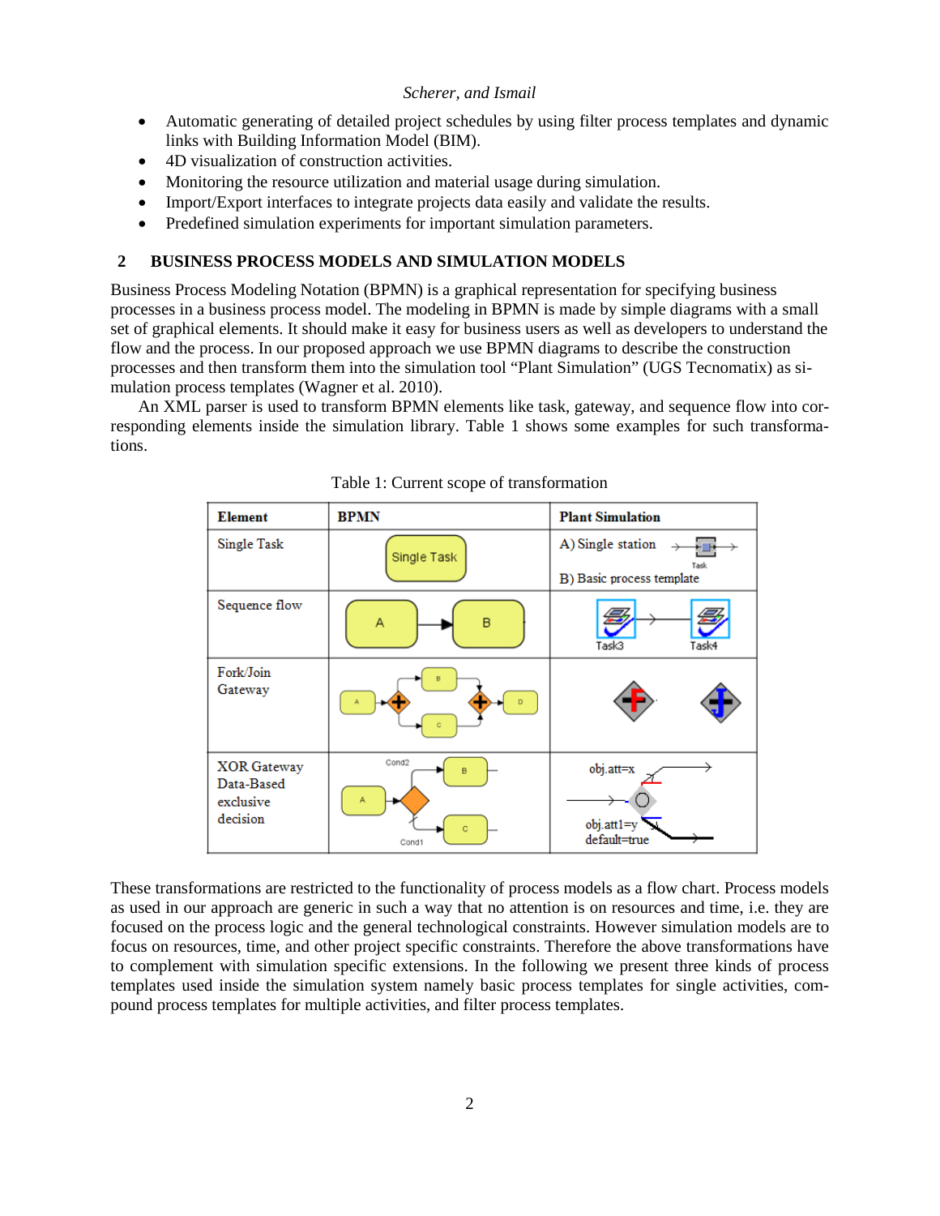- Automatic generating of detailed project schedules by using filter process templates and dynamic links with Building Information Model (BIM).
- 4D visualization of construction activities.
- Monitoring the resource utilization and material usage during simulation.
- Import/Export interfaces to integrate projects data easily and validate the results.
- Predefined simulation experiments for important simulation parameters.

## 2 BUSINESS PROCESS MODELS AND SIMULATION MODELS

Business Process Modeling Notation (BPMN) is a graphical representation for specifying business processes in a business process model. The modeling in BPMN is made by simple diagrams with a small set of graphical elements. It should make it easy for business users as well as developers to understand the flow and the process. In our proposed approach we use BPMN diagrams to describe the construction processes and then transform them into the simulation tool "Plant Simulation" (UGS Tecnomatix) as simulation process templates (Wagner et al. 2010).

An XML parser is used to transform BPMN elements like task, gateway, and sequence flow into corresponding elements inside the simulation library. Table 1 shows some examples for such transformations.

Table 1: Current scope of transformation

| Element | BPMN | Plant Simulation |
| --- | --- | --- |
| Single Task | Single Task | A) Single station Task<br>B) Basic process template |
| Sequence flow | A → B | Task3 → Task4 |
| Fork/Join Gateway | A, B, C, D | |
| XOR Gateway Data-Based exclusive decision | Cond2, A, B, C, Cond1 | obj.att=x<br>obj.att1=y<br>default=true |

These transformations are restricted to the functionality of process models as a flow chart. Process models as used in our approach are generic in such a way that no attention is on resources and time, i.e. they are focused on the process logic and the general technological constraints. However simulation models are to focus on resources, time, and other project specific constraints. Therefore the above transformations have to complement with simulation specific extensions. In the following we present three kinds of process templates used inside the simulation system namely basic process templates for single activities, compound process templates for multiple activities, and filter process templates.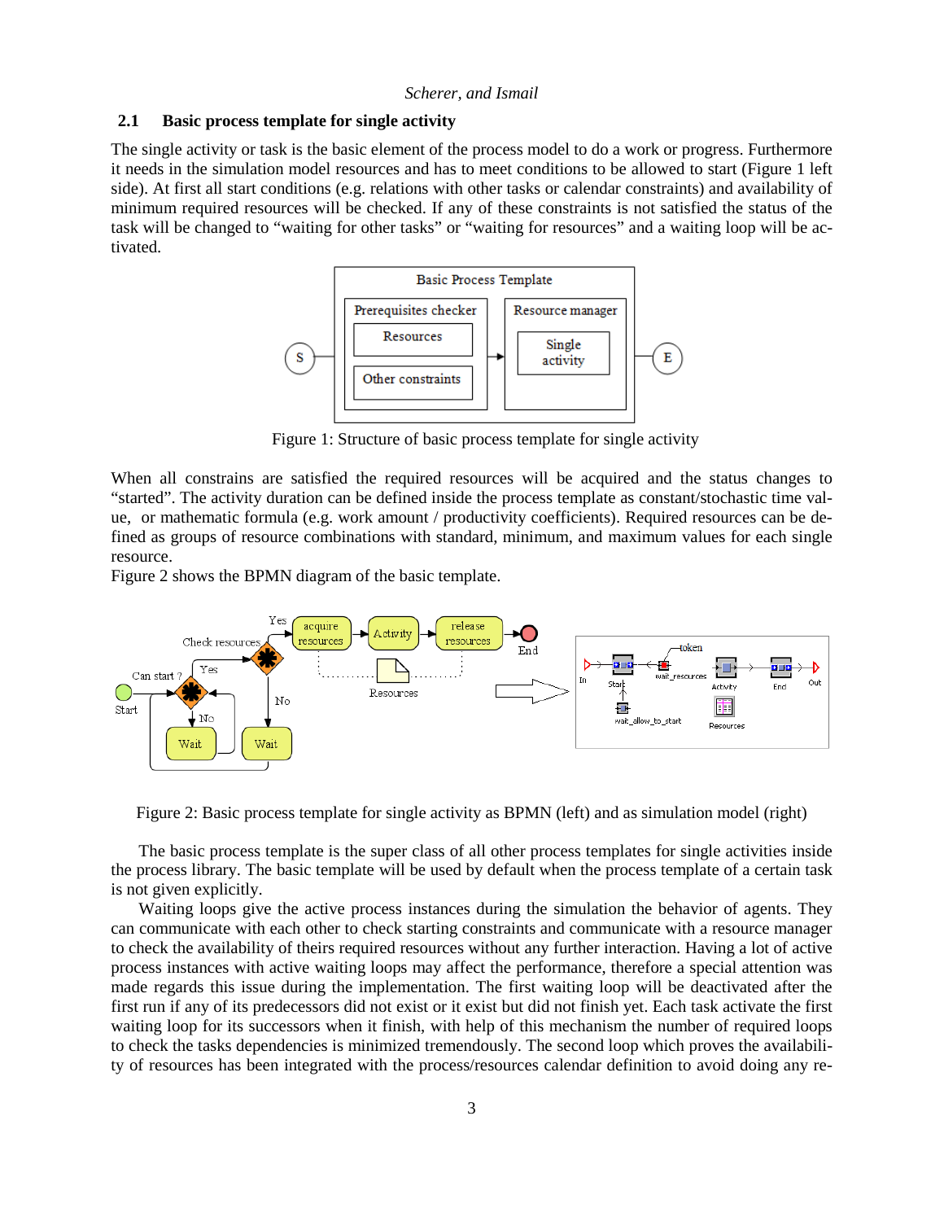## 2.1 Basic process template for single activity

The single activity or task is the basic element of the process model to do a work or progress. Furthermore it needs in the simulation model resources and has to meet conditions to be allowed to start (Figure 1 left side). At first all start conditions (e.g. relations with other tasks or calendar constraints) and availability of minimum required resources will be checked. If any of these constraints is not satisfied the status of the task will be changed to “waiting for other tasks” or “waiting for resources” and a waiting loop will be activated.

Figure 1: Structure of basic process template for single activity

When all constrains are satisfied the required resources will be acquired and the status changes to “started”. The activity duration can be defined inside the process template as constant/stochastic time value, or mathematic formula (e.g. work amount / productivity coefficients). Required resources can be defined as groups of resource combinations with standard, minimum, and maximum values for each single resource.

Figure 2 shows the BPMN diagram of the basic template.

Figure 2: Basic process template for single activity as BPMN (left) and as simulation model (right)

The basic process template is the super class of all other process templates for single activities inside the process library. The basic template will be used by default when the process template of a certain task is not given explicitly.

Waiting loops give the active process instances during the simulation the behavior of agents. They can communicate with each other to check starting constraints and communicate with a resource manager to check the availability of theirs required resources without any further interaction. Having a lot of active process instances with active waiting loops may affect the performance, therefore a special attention was made regards this issue during the implementation. The first waiting loop will be deactivated after the first run if any of its predecessors did not exist or it exist but did not finish yet. Each task activate the first waiting loop for its successors when it finish, with help of this mechanism the number of required loops to check the tasks dependencies is minimized tremendously. The second loop which proves the availability of resources has been integrated with the process/resources calendar definition to avoid doing any re-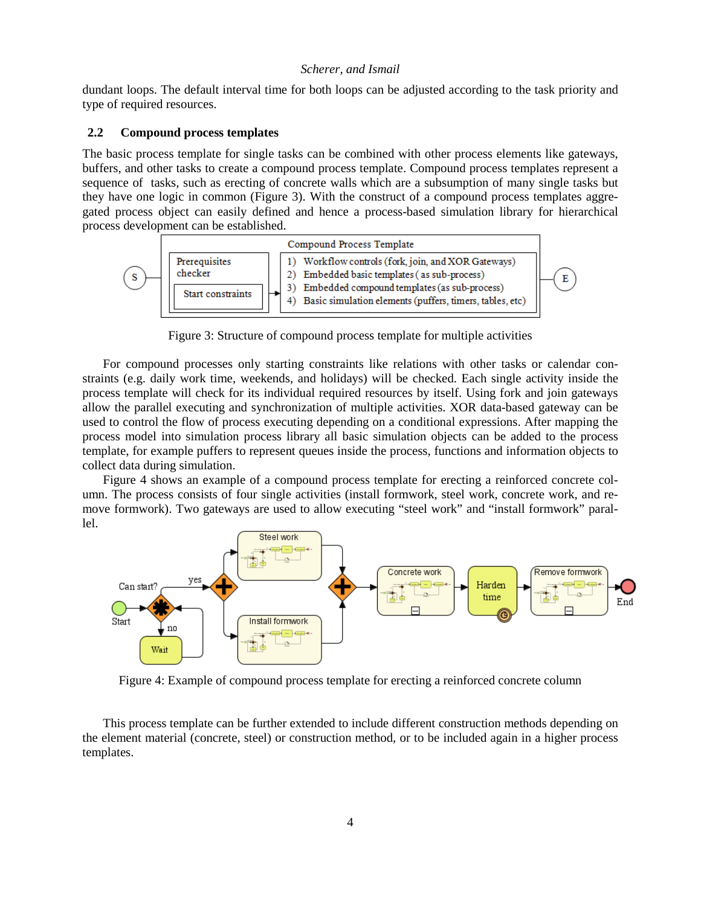dundant loops. The default interval time for both loops can be adjusted according to the task priority and type of required resources.

### 2.2 Compound process templates

The basic process template for single tasks can be combined with other process elements like gateways, buffers, and other tasks to create a compound process template. Compound process templates represent a sequence of tasks, such as erecting of concrete walls which are a subsumption of many single tasks but they have one logic in common (Figure 3). With the construct of a compound process templates aggregated process object can easily defined and hence a process-based simulation library for hierarchical process development can be established.

Figure 3: Structure of compound process template for multiple activities

For compound processes only starting constraints like relations with other tasks or calendar constraints (e.g. daily work time, weekends, and holidays) will be checked. Each single activity inside the process template will check for its individual required resources by itself. Using fork and join gateways allow the parallel executing and synchronization of multiple activities. XOR data-based gateway can be used to control the flow of process executing depending on a conditional expressions. After mapping the process model into simulation process library all basic simulation objects can be added to the process template, for example puffers to represent queues inside the process, functions and information objects to collect data during simulation.

Figure 4 shows an example of a compound process template for erecting a reinforced concrete column. The process consists of four single activities (install formwork, steel work, concrete work, and remove formwork). Two gateways are used to allow executing "steel work" and "install formwork" parallel.

Figure 4: Example of compound process template for erecting a reinforced concrete column

This process template can be further extended to include different construction methods depending on the element material (concrete, steel) or construction method, or to be included again in a higher process templates.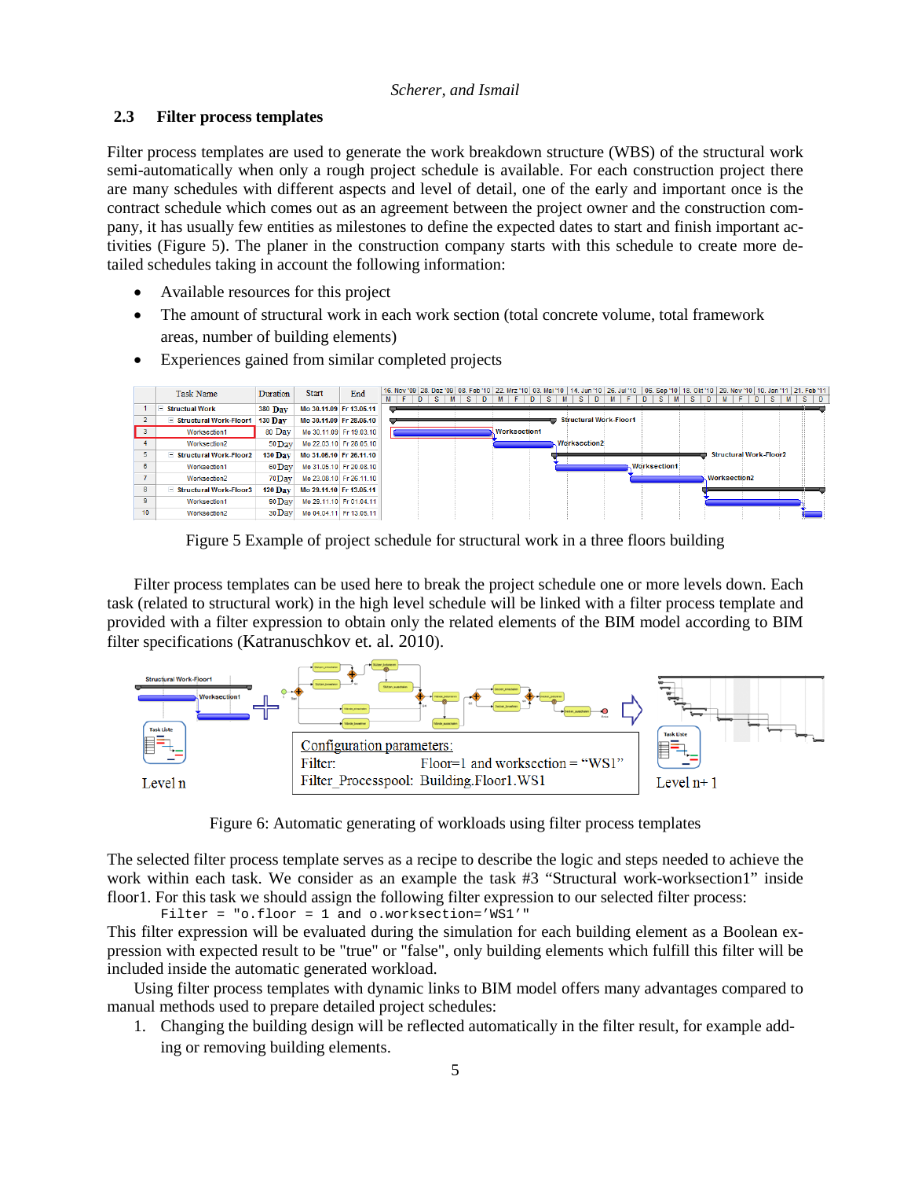## 2.3 Filter process templates

Filter process templates are used to generate the work breakdown structure (WBS) of the structural work semi-automatically when only a rough project schedule is available. For each construction project there are many schedules with different aspects and level of detail, one of the early and important once is the contract schedule which comes out as an agreement between the project owner and the construction company, it has usually few entities as milestones to define the expected dates to start and finish important activities (Figure 5). The planer in the construction company starts with this schedule to create more detailed schedules taking in account the following information:

- Available resources for this project
- The amount of structural work in each work section (total concrete volume, total framework areas, number of building elements)
- Experiences gained from similar completed projects

Figure 5 Example of project schedule for structural work in a three floors building

Filter process templates can be used here to break the project schedule one or more levels down. Each task (related to structural work) in the high level schedule will be linked with a filter process template and provided with a filter expression to obtain only the related elements of the BIM model according to BIM filter specifications (Katranuschkov et. al. 2010).

Figure 6: Automatic generating of workloads using filter process templates

The selected filter process template serves as a recipe to describe the logic and steps needed to achieve the work within each task. We consider as an example the task #3 “Structural work-worksection1” inside floor1. For this task we should assign the following filter expression to our selected filter process:

```
Filter = "o.floor = 1 and o.workssection='WS1'"
```

This filter expression will be evaluated during the simulation for each building element as a Boolean expression with expected result to be "true" or "false", only building elements which fulfill this filter will be included inside the automatic generated workload.

Using filter process templates with dynamic links to BIM model offers many advantages compared to manual methods used to prepare detailed project schedules:

1. Changing the building design will be reflected automatically in the filter result, for example adding or removing building elements.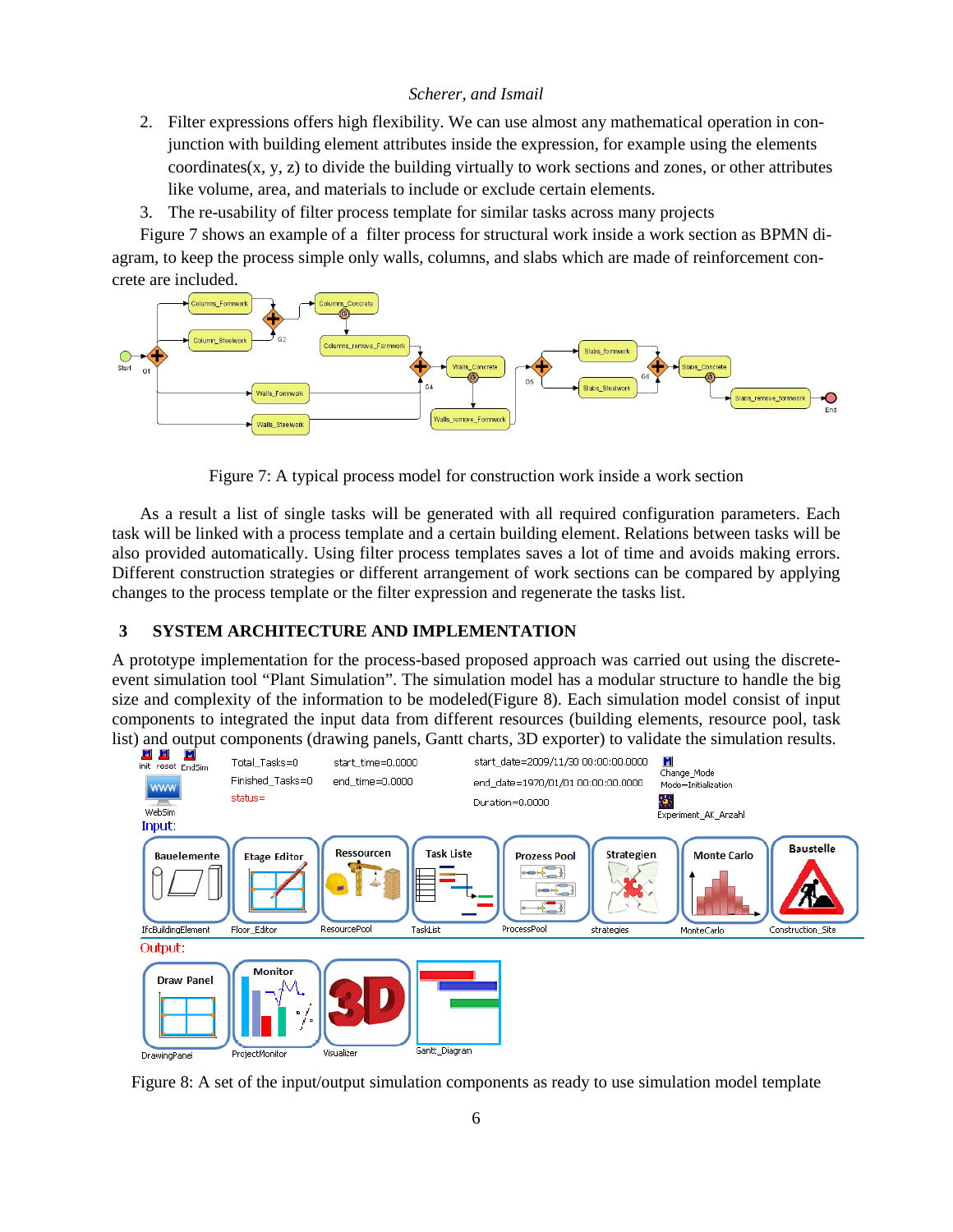2. Filter expressions offers high flexibility. We can use almost any mathematical operation in conjunction with building element attributes inside the expression, for example using the elements coordinates(x, y, z) to divide the building virtually to work sections and zones, or other attributes like volume, area, and materials to include or exclude certain elements.
3. The re-usability of filter process template for similar tasks across many projects

Figure 7 shows an example of a filter process for structural work inside a work section as BPMN diagram, to keep the process simple only walls, columns, and slabs which are made of reinforcement concrete are included.

Figure 7: A typical process model for construction work inside a work section

As a result a list of single tasks will be generated with all required configuration parameters. Each task will be linked with a process template and a certain building element. Relations between tasks will be also provided automatically. Using filter process templates saves a lot of time and avoids making errors. Different construction strategies or different arrangement of work sections can be compared by applying changes to the process template or the filter expression and regenerate the tasks list.

## 3 SYSTEM ARCHITECTURE AND IMPLEMENTATION

A prototype implementation for the process-based proposed approach was carried out using the discrete-event simulation tool “Plant Simulation”. The simulation model has a modular structure to handle the big size and complexity of the information to be modeled(Figure 8). Each simulation model consist of input components to integrated the input data from different resources (building elements, resource pool, task list) and output components (drawing panels, Gantt charts, 3D exporter) to validate the simulation results.

Figure 8: A set of the input/output simulation components as ready to use simulation model template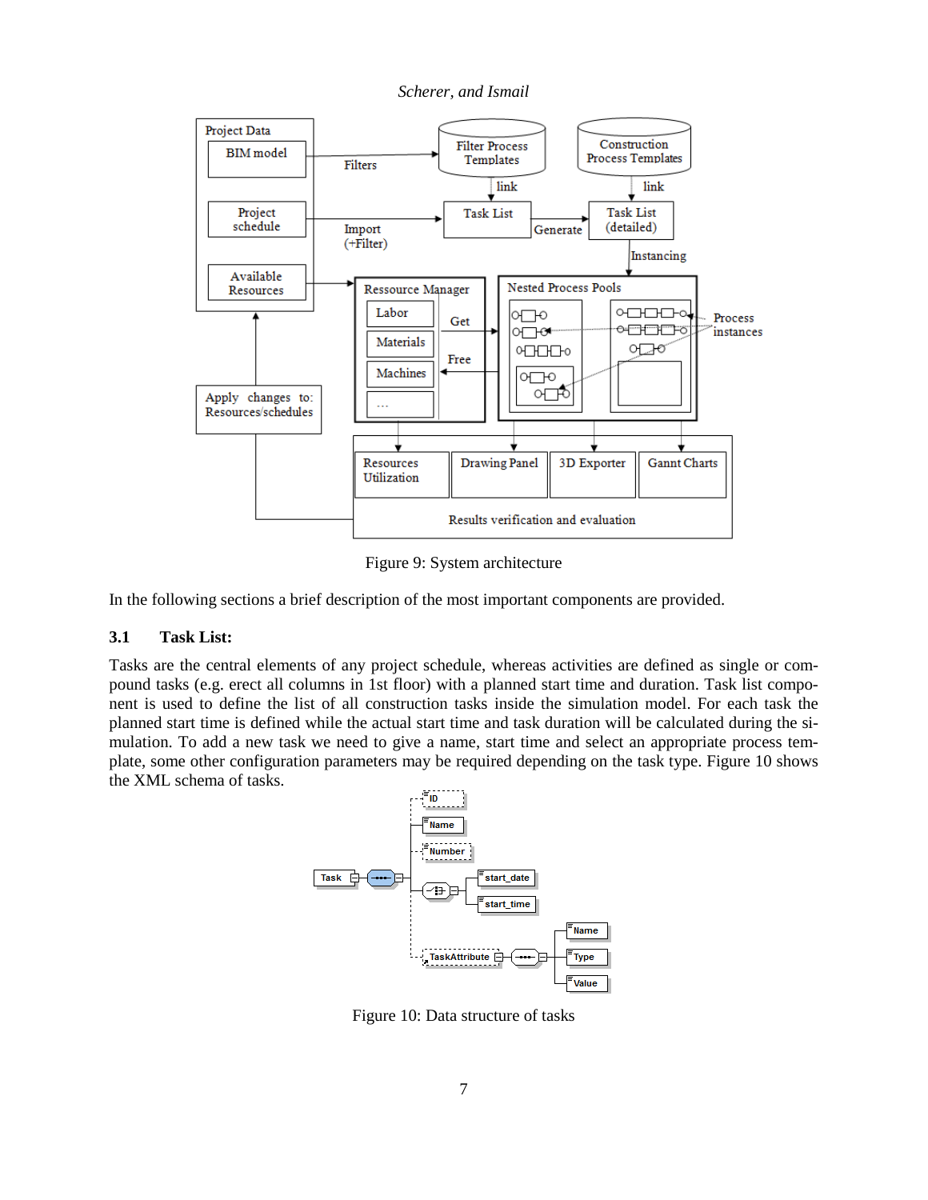Figure 9: System architecture

In the following sections a brief description of the most important components are provided.

### 3.1 Task List:

Tasks are the central elements of any project schedule, whereas activities are defined as single or compound tasks (e.g. erect all columns in 1st floor) with a planned start time and duration. Task list component is used to define the list of all construction tasks inside the simulation model. For each task the planned start time is defined while the actual start time and task duration will be calculated during the simulation. To add a new task we need to give a name, start time and select an appropriate process template, some other configuration parameters may be required depending on the task type. Figure 10 shows the XML schema of tasks.

Figure 10: Data structure of tasks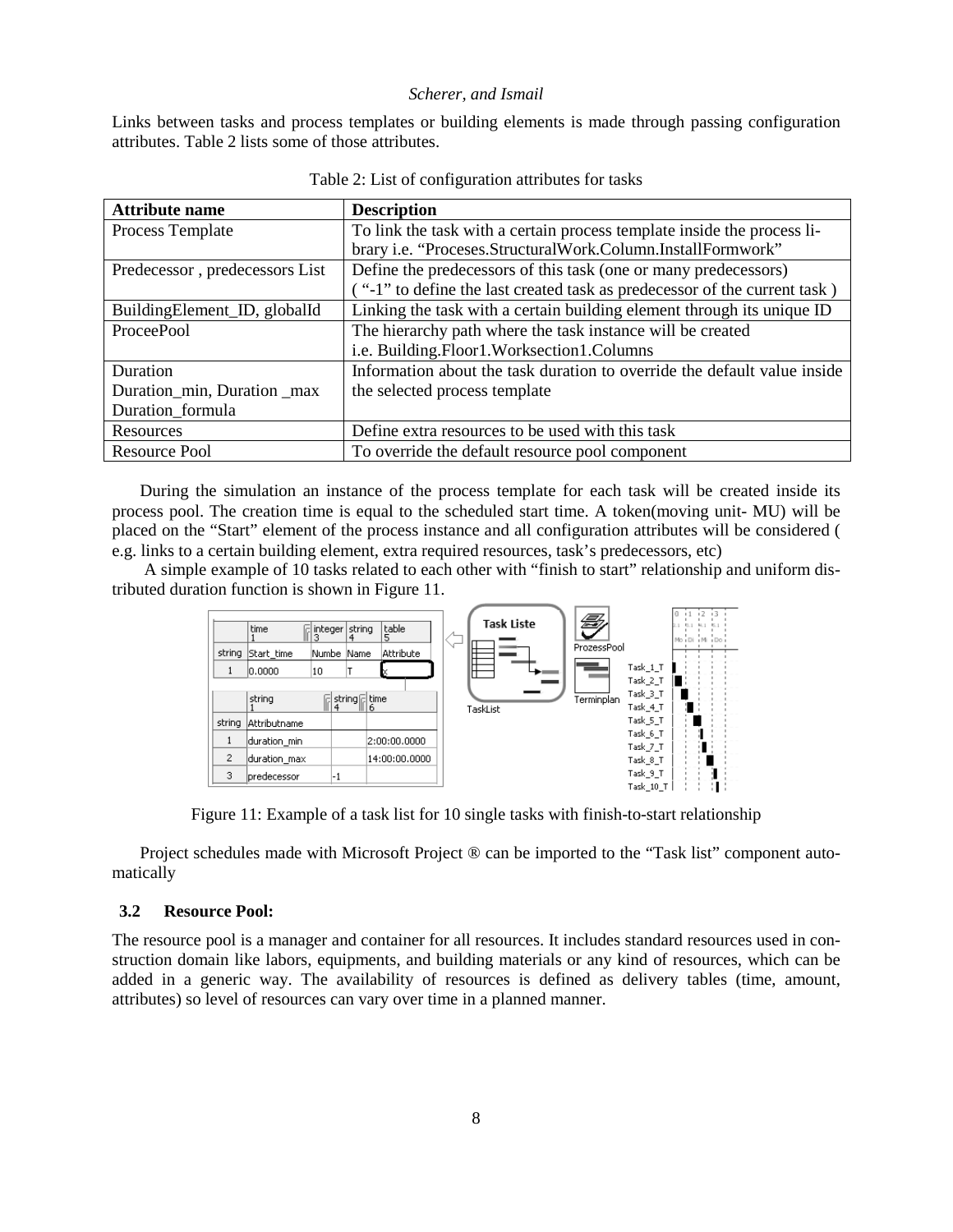Links between tasks and process templates or building elements is made through passing configuration attributes. Table 2 lists some of those attributes.

Table 2: List of configuration attributes for tasks

| Attribute name | Description |
|---|---|
| Process Template | To link the task with a certain process template inside the process library i.e. "Proceses.StructuralWork.Column.InstallFormwork" |
| Predecessor , predecessors List | Define the predecessors of this task (one or many predecessors) ( "-1" to define the last created task as predecessor of the current task ) |
| BuildingElement_ID, globalId | Linking the task with a certain building element through its unique ID |
| ProceePool | The hierarchy path where the task instance will be created i.e. Building.Floor1.Worksection1.Columns |
| Duration Duration_min, Duration _max Duration_formula | Information about the task duration to override the default value inside the selected process template |
| Resources | Define extra resources to be used with this task |
| Resource Pool | To override the default resource pool component |

During the simulation an instance of the process template for each task will be created inside its process pool. The creation time is equal to the scheduled start time. A token(moving unit- MU) will be placed on the "Start" element of the process instance and all configuration attributes will be considered ( e.g. links to a certain building element, extra required resources, task's predecessors, etc)

A simple example of 10 tasks related to each other with "finish to start" relationship and uniform distributed duration function is shown in Figure 11.

Figure 11: Example of a task list for 10 single tasks with finish-to-start relationship

Project schedules made with Microsoft Project ® can be imported to the "Task list" component automatically

### 3.2 Resource Pool:

The resource pool is a manager and container for all resources. It includes standard resources used in construction domain like labors, equipments, and building materials or any kind of resources, which can be added in a generic way. The availability of resources is defined as delivery tables (time, amount, attributes) so level of resources can vary over time in a planned manner.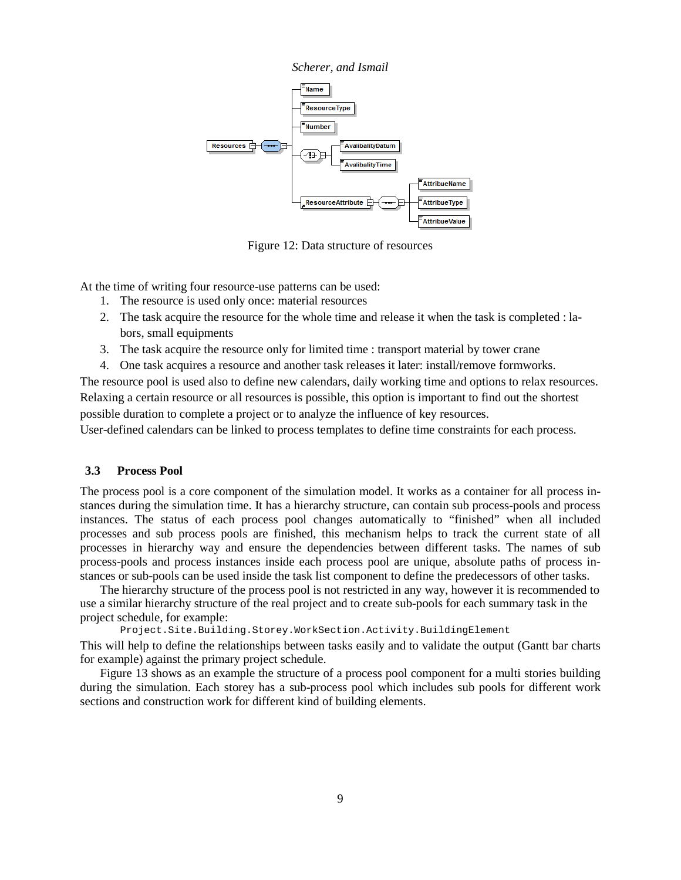Figure 12: Data structure of resources

At the time of writing four resource-use patterns can be used:

1. The resource is used only once: material resources
2. The task acquire the resource for the whole time and release it when the task is completed : labors, small equipments
3. The task acquire the resource only for limited time : transport material by tower crane
4. One task acquires a resource and another task releases it later: install/remove formworks.

The resource pool is used also to define new calendars, daily working time and options to relax resources. Relaxing a certain resource or all resources is possible, this option is important to find out the shortest possible duration to complete a project or to analyze the influence of key resources.
User-defined calendars can be linked to process templates to define time constraints for each process.

### 3.3 Process Pool

The process pool is a core component of the simulation model. It works as a container for all process instances during the simulation time. It has a hierarchy structure, can contain sub process-pools and process instances. The status of each process pool changes automatically to "finished" when all included processes and sub process pools are finished, this mechanism helps to track the current state of all processes in hierarchy way and ensure the dependencies between different tasks. The names of sub process-pools and process instances inside each process pool are unique, absolute paths of process instances or sub-pools can be used inside the task list component to define the predecessors of other tasks.

The hierarchy structure of the process pool is not restricted in any way, however it is recommended to use a similar hierarchy structure of the real project and to create sub-pools for each summary task in the project schedule, for example:

```
Project.Site.Building.Storey.WorkSection.Activity.BuildingElement
```

This will help to define the relationships between tasks easily and to validate the output (Gantt bar charts for example) against the primary project schedule.

Figure 13 shows as an example the structure of a process pool component for a multi stories building during the simulation. Each storey has a sub-process pool which includes sub pools for different work sections and construction work for different kind of building elements.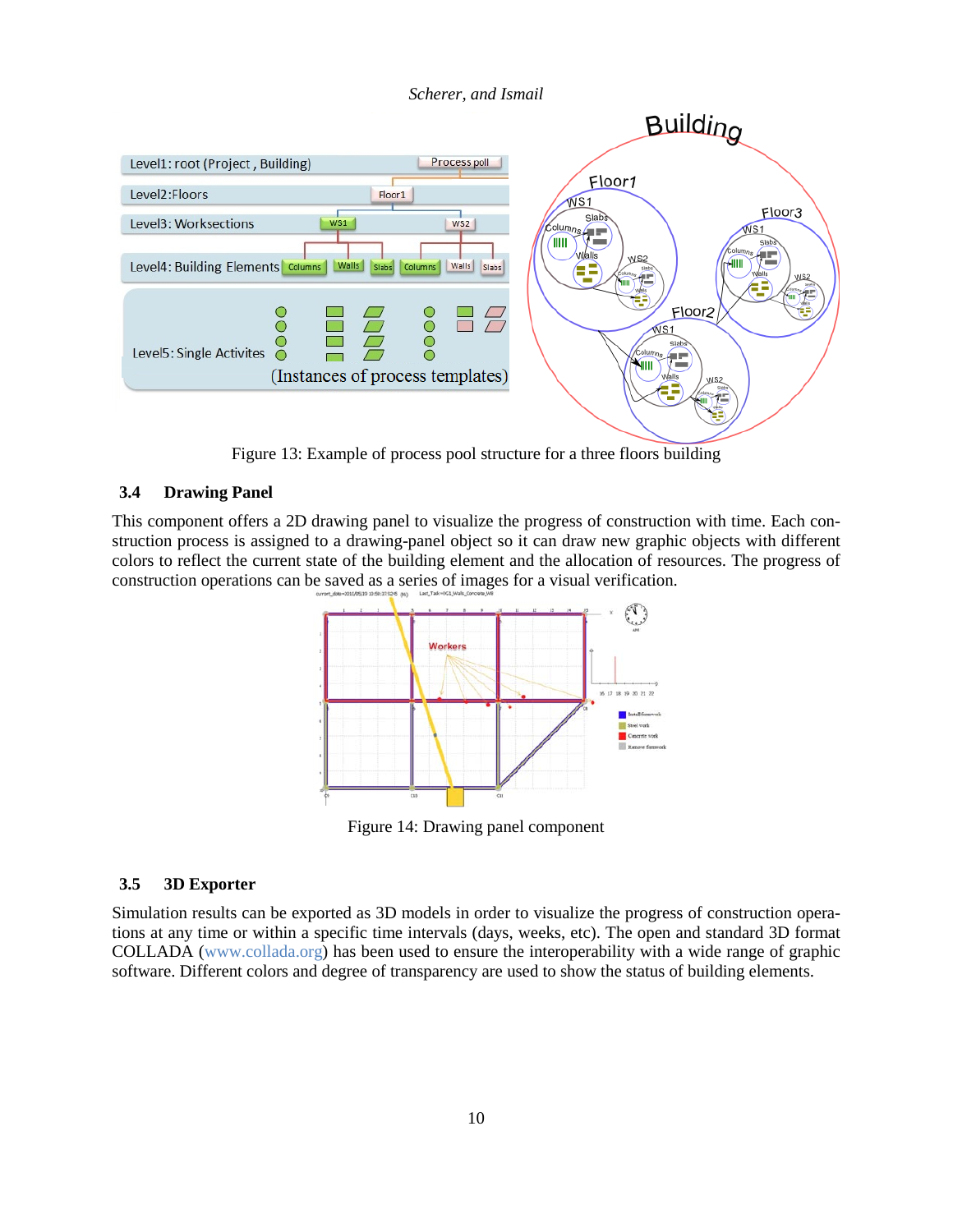Figure 13: Example of process pool structure for a three floors building

### 3.4 Drawing Panel

This component offers a 2D drawing panel to visualize the progress of construction with time. Each construction process is assigned to a drawing-panel object so it can draw new graphic objects with different colors to reflect the current state of the building element and the allocation of resources. The progress of construction operations can be saved as a series of images for a visual verification.

Figure 14: Drawing panel component

### 3.5 3D Exporter

Simulation results can be exported as 3D models in order to visualize the progress of construction operations at any time or within a specific time intervals (days, weeks, etc). The open and standard 3D format COLLADA (www.collada.org) has been used to ensure the interoperability with a wide range of graphic software. Different colors and degree of transparency are used to show the status of building elements.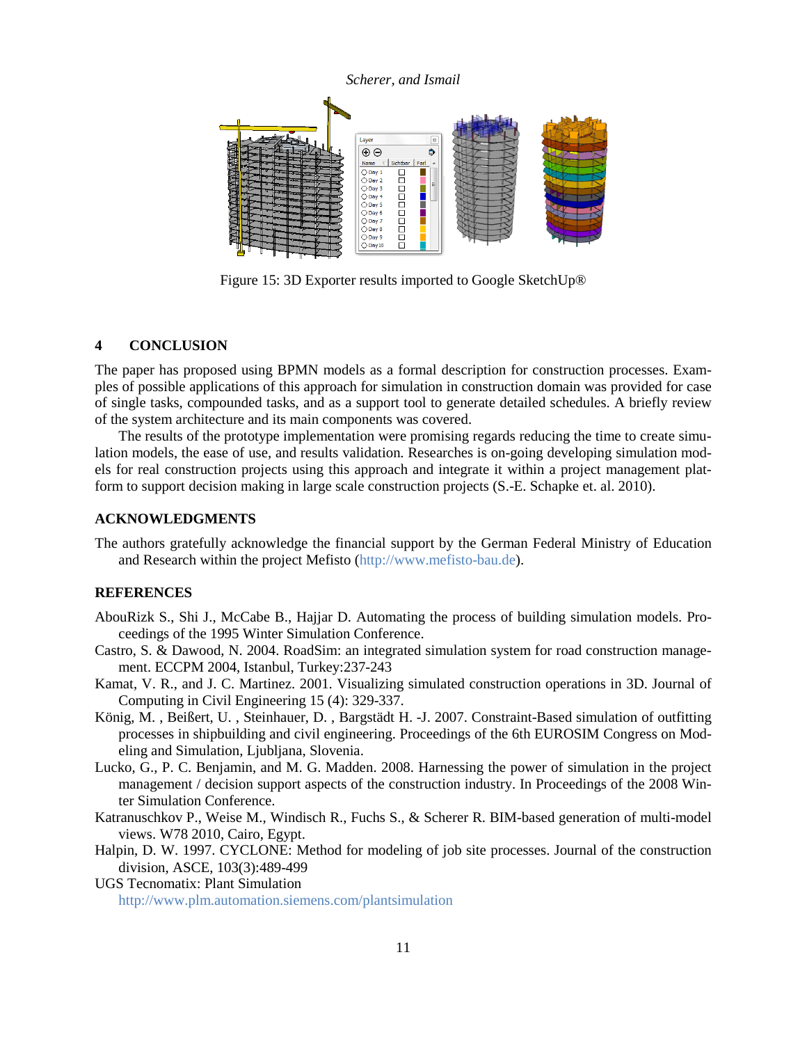Figure 15: 3D Exporter results imported to Google SketchUp®

## 4 CONCLUSION

The paper has proposed using BPMN models as a formal description for construction processes. Examples of possible applications of this approach for simulation in construction domain was provided for case of single tasks, compounded tasks, and as a support tool to generate detailed schedules. A briefly review of the system architecture and its main components was covered.

The results of the prototype implementation were promising regards reducing the time to create simulation models, the ease of use, and results validation. Researches is on-going developing simulation models for real construction projects using this approach and integrate it within a project management platform to support decision making in large scale construction projects (S.-E. Schapke et. al. 2010).

## ACKNOWLEDGMENTS

The authors gratefully acknowledge the financial support by the German Federal Ministry of Education and Research within the project Mefisto (http://www.mefisto-bau.de).

## REFERENCES

AbouRizk S., Shi J., McCabe B., Hajjar D. Automating the process of building simulation models. Proceedings of the 1995 Winter Simulation Conference.

Castro, S. & Dawood, N. 2004. RoadSim: an integrated simulation system for road construction management. ECCPM 2004, Istanbul, Turkey:237-243

Kamat, V. R., and J. C. Martinez. 2001. Visualizing simulated construction operations in 3D. Journal of Computing in Civil Engineering 15 (4): 329-337.

König, M. , Beißert, U. , Steinhauer, D. , Bargstädt H. -J. 2007. Constraint-Based simulation of outfitting processes in shipbuilding and civil engineering. Proceedings of the 6th EUROSIM Congress on Modeling and Simulation, Ljubljana, Slovenia.

Lucko, G., P. C. Benjamin, and M. G. Madden. 2008. Harnessing the power of simulation in the project management / decision support aspects of the construction industry. In Proceedings of the 2008 Winter Simulation Conference.

Katranuschkov P., Weise M., Windisch R., Fuchs S., & Scherer R. BIM-based generation of multi-model views. W78 2010, Cairo, Egypt.

Halpin, D. W. 1997. CYCLONE: Method for modeling of job site processes. Journal of the construction division, ASCE, 103(3):489-499

UGS Tecnomatix: Plant Simulation
http://www.plm.automation.siemens.com/plantsimulation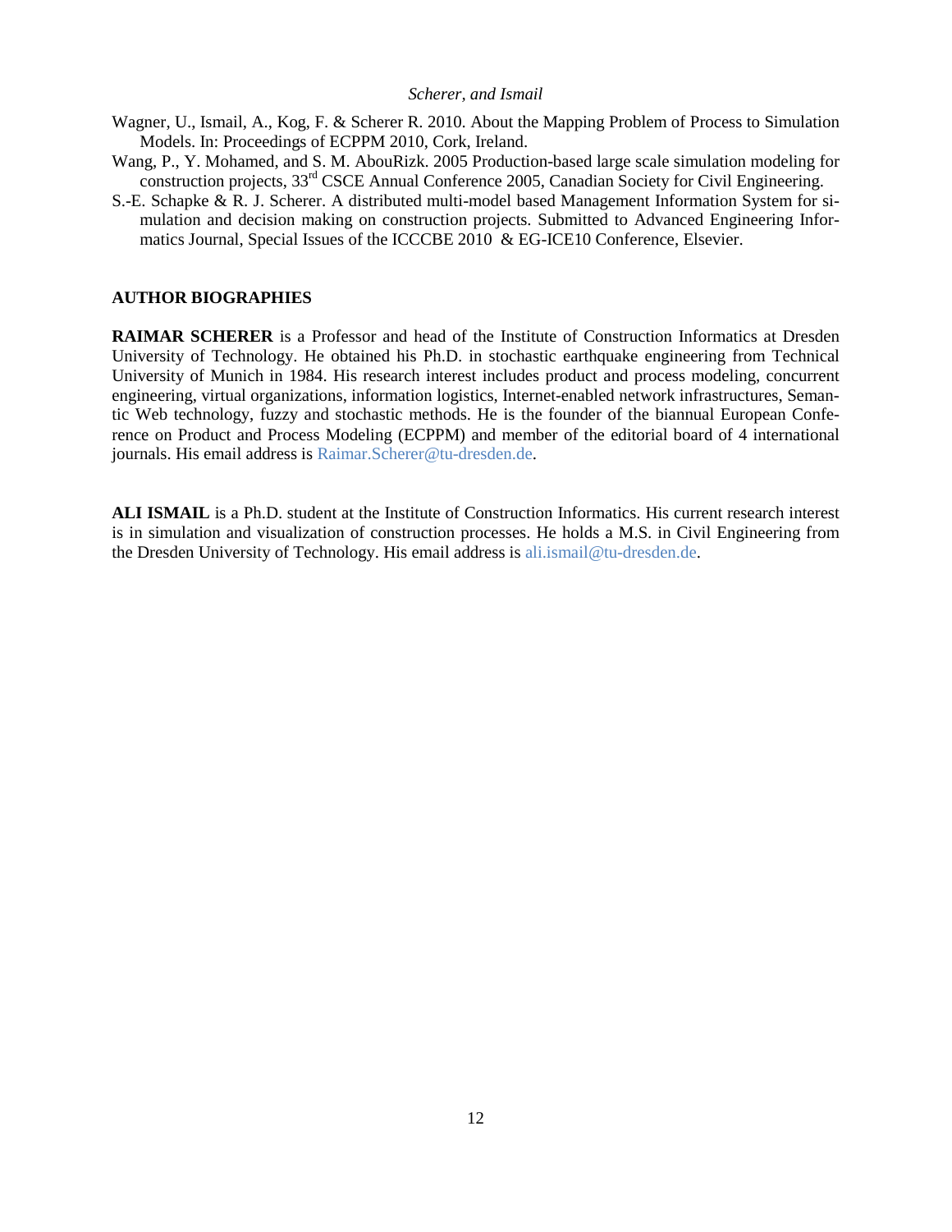Wagner, U., Ismail, A., Kog, F. & Scherer R. 2010. About the Mapping Problem of Process to Simulation Models. In: Proceedings of ECPPM 2010, Cork, Ireland.

Wang, P., Y. Mohamed, and S. M. AbouRizk. 2005 Production-based large scale simulation modeling for construction projects, 33rd CSCE Annual Conference 2005, Canadian Society for Civil Engineering.

S.-E. Schapke & R. J. Scherer. A distributed multi-model based Management Information System for simulation and decision making on construction projects. Submitted to Advanced Engineering Informatics Journal, Special Issues of the ICCCBE 2010 & EG-ICE10 Conference, Elsevier.

## AUTHOR BIOGRAPHIES

**RAIMAR SCHERER** is a Professor and head of the Institute of Construction Informatics at Dresden University of Technology. He obtained his Ph.D. in stochastic earthquake engineering from Technical University of Munich in 1984. His research interest includes product and process modeling, concurrent engineering, virtual organizations, information logistics, Internet-enabled network infrastructures, Semantic Web technology, fuzzy and stochastic methods. He is the founder of the biannual European Conference on Product and Process Modeling (ECPPM) and member of the editorial board of 4 international journals. His email address is Raimar.Scherer@tu-dresden.de.

**ALI ISMAIL** is a Ph.D. student at the Institute of Construction Informatics. His current research interest is in simulation and visualization of construction processes. He holds a M.S. in Civil Engineering from the Dresden University of Technology. His email address is ali.ismail@tu-dresden.de.